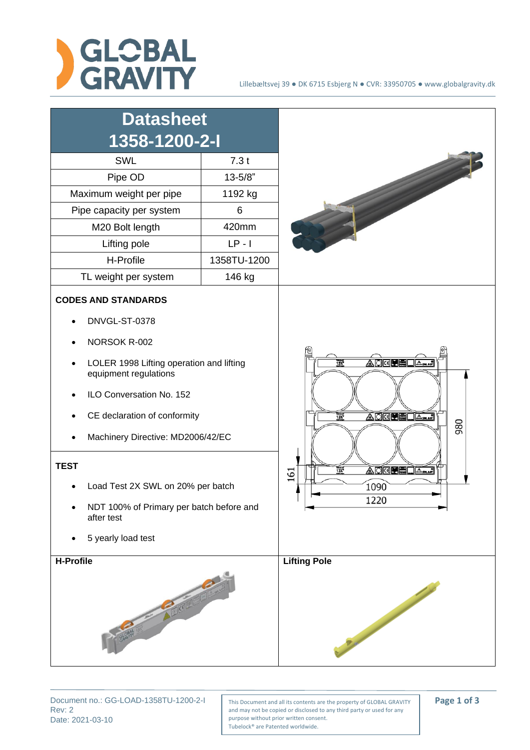GLOBAL GRAVITY

Lillebæltsvej 39 ● DK 6715 Esbjerg N ● CVR: 33950705 ● www.globalgravity.dk

# Datasheet 1358-1200-2-I

| | |
|---|---|
| SWL | 7.3 t |
| Pipe OD | 13-5/8" |
| Maximum weight per pipe | 1192 kg |
| Pipe capacity per system | 6 |
| M20 Bolt length | 420mm |
| Lifting pole | LP - I |
| H-Profile | 1358TU-1200 |
| TL weight per system | 146 kg |

## CODES AND STANDARDS

- DNVGL-ST-0378
- NORSOK R-002
- LOLER 1998 Lifting operation and lifting equipment regulations
- ILO Conversation No. 152
- CE declaration of conformity
- Machinery Directive: MD2006/42/EC

## TEST

- Load Test 2X SWL on 20% per batch
- NDT 100% of Primary per batch before and after test
- 5 yearly load test

980

161

1090

1220

**H-Profile**

**Lifting Pole**

Document no.: GG-LOAD-1358TU-1200-2-I
Rev: 2
Date: 2021-03-10

This Document and all its contents are the property of GLOBAL GRAVITY and may not be copied or disclosed to any third party or used for any purpose without prior written consent.
Tubelock® are Patented worldwide.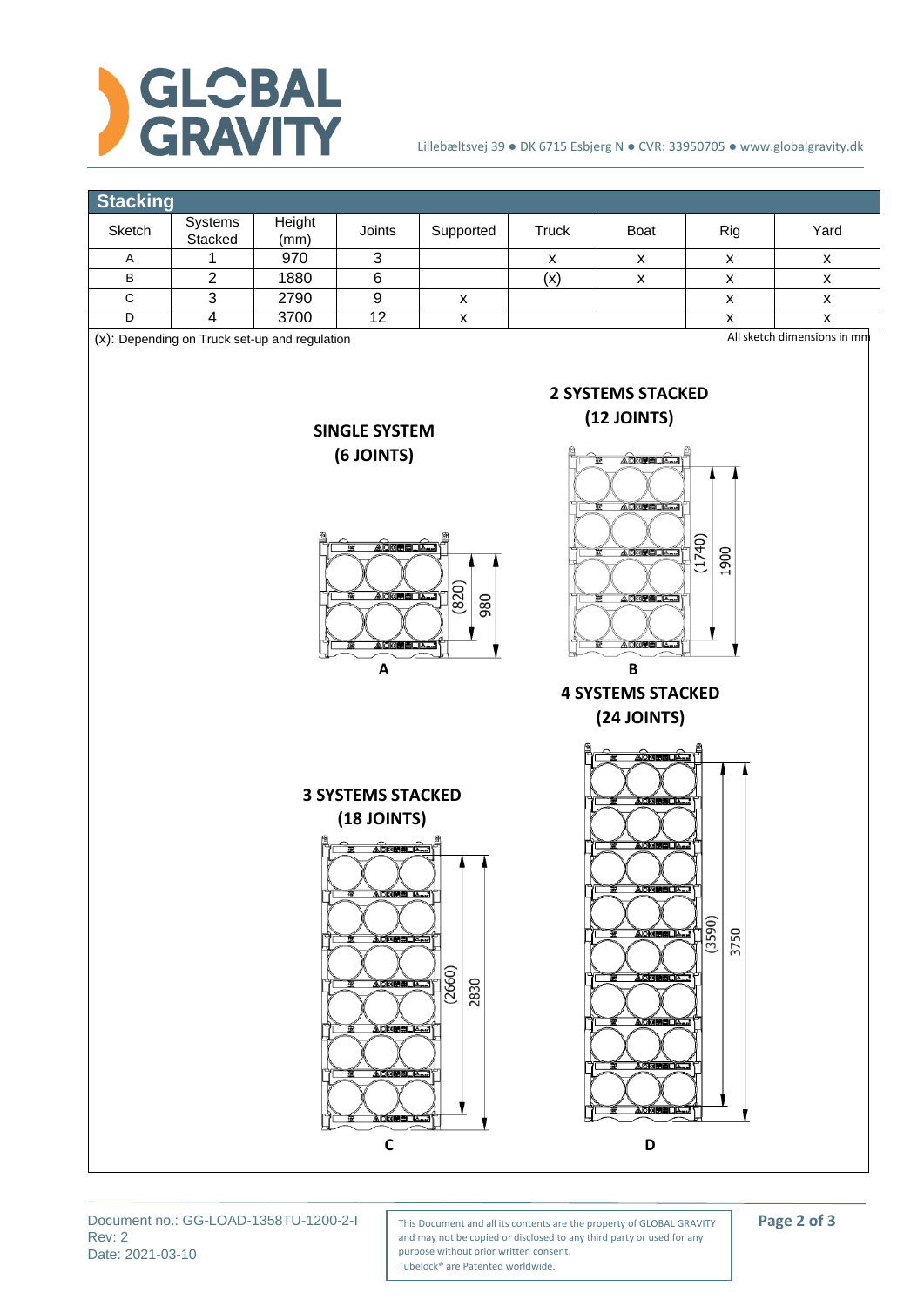## Stacking

| Sketch | Systems Stacked | Height (mm) | Joints | Supported | Truck | Boat | Rig | Yard |
|---|---|---|---|---|---|---|---|---|
| A | 1 | 970 | 3 | | x | x | x | x |
| B | 2 | 1880 | 6 | | (x) | x | x | x |
| C | 3 | 2790 | 9 | x | | | x | x |
| D | 4 | 3700 | 12 | x | | | x | x |

(x): Depending on Truck set-up and regulation

All sketch dimensions in mm

**SINGLE SYSTEM (6 JOINTS)**

(820) 980

A

**2 SYSTEMS STACKED (12 JOINTS)**

(1740) 1900

B

**3 SYSTEMS STACKED (18 JOINTS)**

(2660) 2830

C

**4 SYSTEMS STACKED (24 JOINTS)**

(3590) 3750

D

Document no.: GG-LOAD-1358TU-1200-2-I
Rev: 2
Date: 2021-03-10

This Document and all its contents are the property of GLOBAL GRAVITY and may not be copied or disclosed to any third party or used for any purpose without prior written consent.
Tubelock® are Patented worldwide.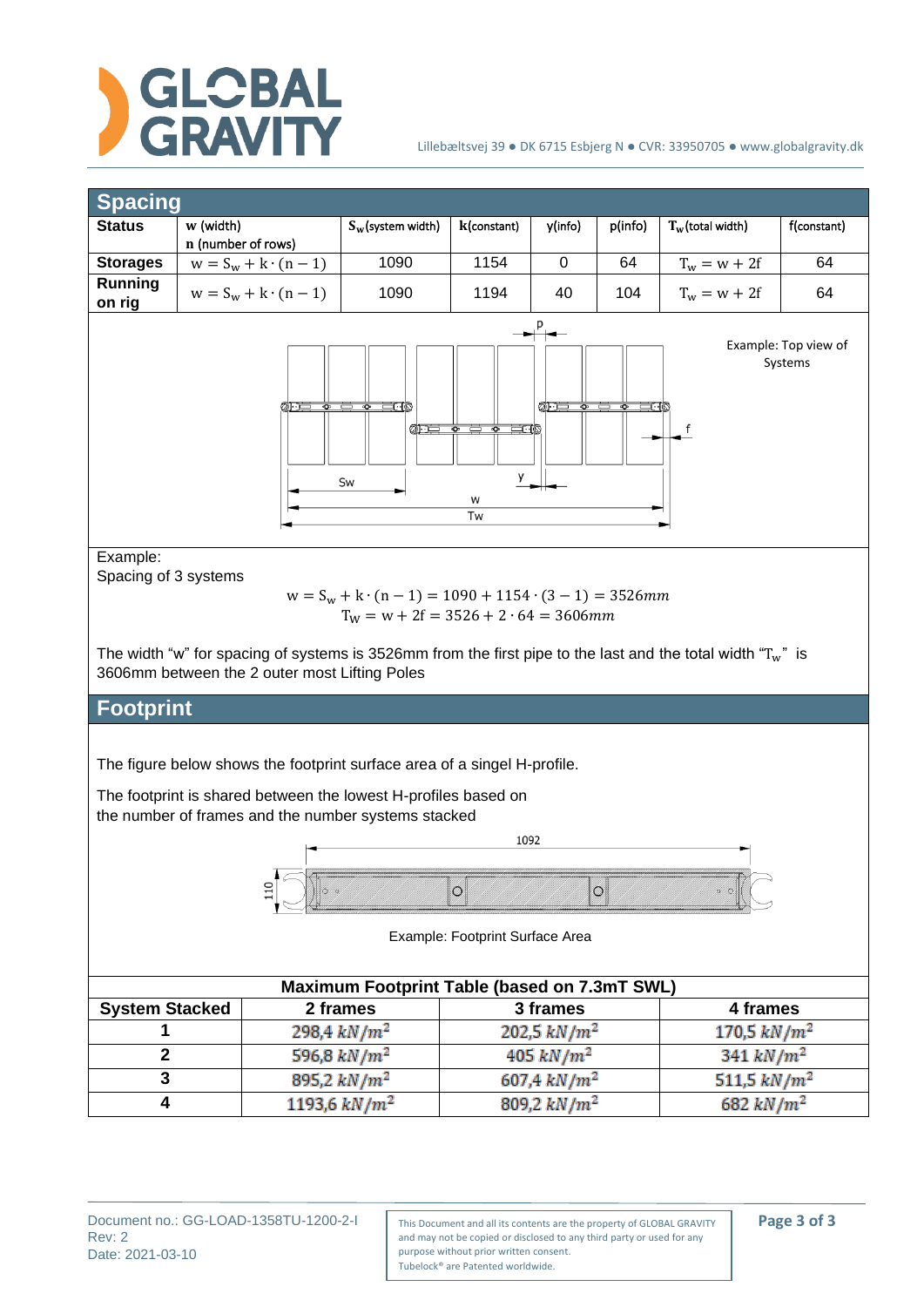## Spacing

| Status | w (width) n (number of rows) | $S_w$ (system width) | k (constant) | y (info) | p (info) | $T_w$ (total width) | f (constant) |
|---|---|---|---|---|---|---|---|
| **Storages** | $w = S_w + k \cdot (n-1)$ | 1090 | 1154 | 0 | 64 | $T_w = w + 2f$ | 64 |
| **Running on rig** | $w = S_w + k \cdot (n-1)$ | 1090 | 1194 | 40 | 104 | $T_w = w + 2f$ | 64 |

p

Example: Top view of Systems

f

Sw

y

w

Tw

Example:
Spacing of 3 systems

$$w = S_w + k \cdot (n-1) = 1090 + 1154 \cdot (3-1) = 3526mm$$
$$T_W = w + 2f = 3526 + 2 \cdot 64 = 3606mm$$

The width "w" for spacing of systems is 3526mm from the first pipe to the last and the total width "$T_w$" is 3606mm between the 2 outer most Lifting Poles

## Footprint

The figure below shows the footprint surface area of a singel H-profile.

The footprint is shared between the lowest H-profiles based on the number of frames and the number systems stacked

1092

110

Example: Footprint Surface Area

**Maximum Footprint Table (based on 7.3mT SWL)**

| System Stacked | 2 frames | 3 frames | 4 frames |
|---|---|---|---|
| **1** | 298,4 $kN/m^2$ | 202,5 $kN/m^2$ | 170,5 $kN/m^2$ |
| **2** | 596,8 $kN/m^2$ | 405 $kN/m^2$ | 341 $kN/m^2$ |
| **3** | 895,2 $kN/m^2$ | 607,4 $kN/m^2$ | 511,5 $kN/m^2$ |
| **4** | 1193,6 $kN/m^2$ | 809,2 $kN/m^2$ | 682 $kN/m^2$ |

Document no.: GG-LOAD-1358TU-1200-2-I
Rev: 2
Date: 2021-03-10

This Document and all its contents are the property of GLOBAL GRAVITY and may not be copied or disclosed to any third party or used for any purpose without prior written consent.
Tubelock® are Patented worldwide.